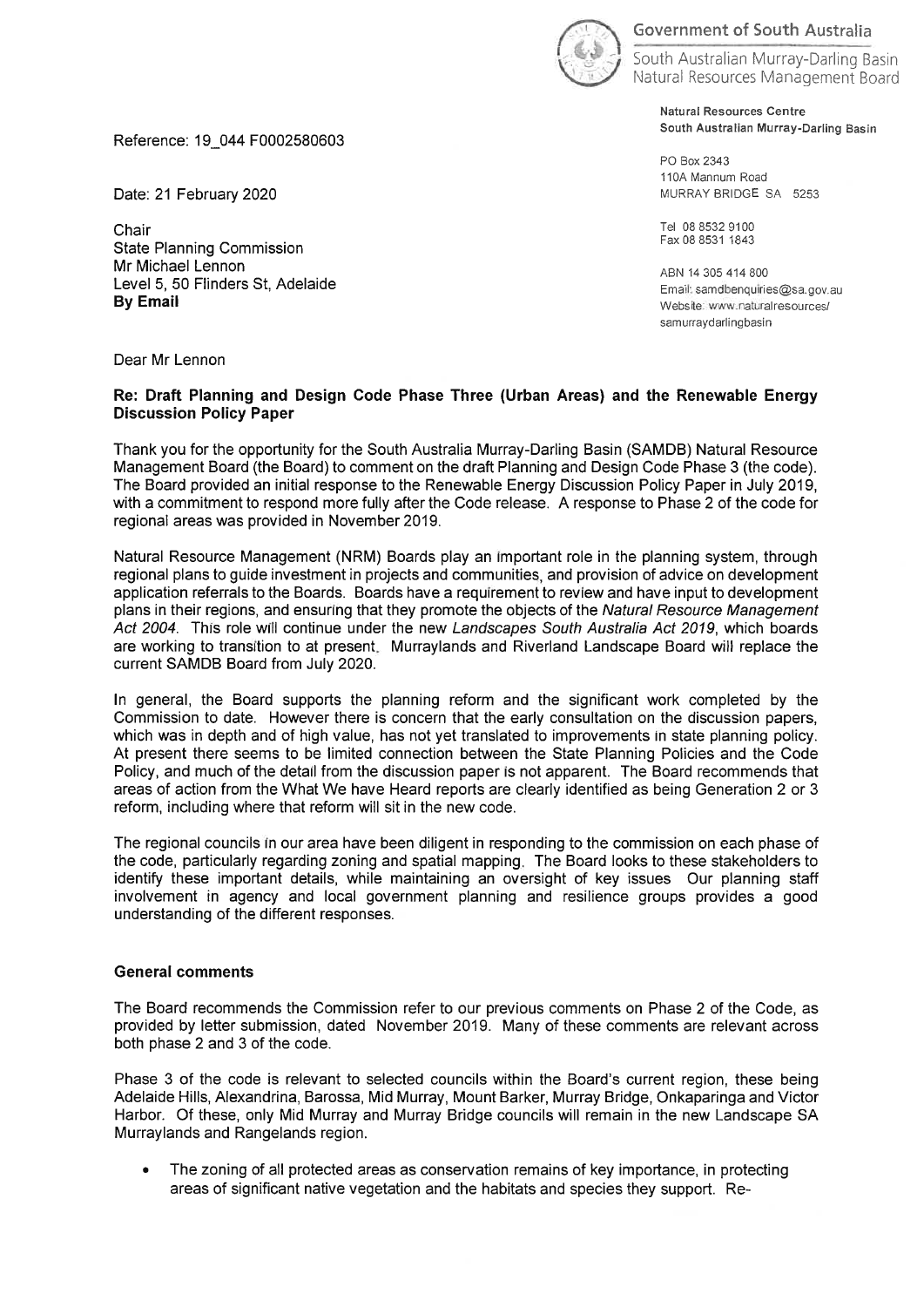Government of South Australia

South Australian Murray-Darling Basin Natural Resources Management Board

**Natural Resources Centre**
**South Australian Murray-Darling Basin**

PO Box 2343
110A Mannum Road
MURRAY BRIDGE SA 5253

Tel 08 8532 9100
Fax 08 8531 1843

ABN 14 305 414 800
Email: samdbenquiries@sa.gov.au
Website: www.naturalresources/samurraydarlingbasin

Reference: 19_044 F0002580603

Date: 21 February 2020

Chair
State Planning Commission
Mr Michael Lennon
Level 5, 50 Flinders St, Adelaide
**By Email**

Dear Mr Lennon

**Re: Draft Planning and Design Code Phase Three (Urban Areas) and the Renewable Energy Discussion Policy Paper**

Thank you for the opportunity for the South Australia Murray-Darling Basin (SAMDB) Natural Resource Management Board (the Board) to comment on the draft Planning and Design Code Phase 3 (the code). The Board provided an initial response to the Renewable Energy Discussion Policy Paper in July 2019, with a commitment to respond more fully after the Code release. A response to Phase 2 of the code for regional areas was provided in November 2019.

Natural Resource Management (NRM) Boards play an important role in the planning system, through regional plans to guide investment in projects and communities, and provision of advice on development application referrals to the Boards. Boards have a requirement to review and have input to development plans in their regions, and ensuring that they promote the objects of the *Natural Resource Management Act 2004*. This role will continue under the new *Landscapes South Australia Act 2019*, which boards are working to transition to at present. Murraylands and Riverland Landscape Board will replace the current SAMDB Board from July 2020.

In general, the Board supports the planning reform and the significant work completed by the Commission to date. However there is concern that the early consultation on the discussion papers, which was in depth and of high value, has not yet translated to improvements in state planning policy. At present there seems to be limited connection between the State Planning Policies and the Code Policy, and much of the detail from the discussion paper is not apparent. The Board recommends that areas of action from the What We have Heard reports are clearly identified as being Generation 2 or 3 reform, including where that reform will sit in the new code.

The regional councils in our area have been diligent in responding to the commission on each phase of the code, particularly regarding zoning and spatial mapping. The Board looks to these stakeholders to identify these important details, while maintaining an oversight of key issues Our planning staff involvement in agency and local government planning and resilience groups provides a good understanding of the different responses.

**General comments**

The Board recommends the Commission refer to our previous comments on Phase 2 of the Code, as provided by letter submission, dated November 2019. Many of these comments are relevant across both phase 2 and 3 of the code.

Phase 3 of the code is relevant to selected councils within the Board's current region, these being Adelaide Hills, Alexandrina, Barossa, Mid Murray, Mount Barker, Murray Bridge, Onkaparinga and Victor Harbor. Of these, only Mid Murray and Murray Bridge councils will remain in the new Landscape SA Murraylands and Rangelands region.

- The zoning of all protected areas as conservation remains of key importance, in protecting areas of significant native vegetation and the habitats and species they support. Re-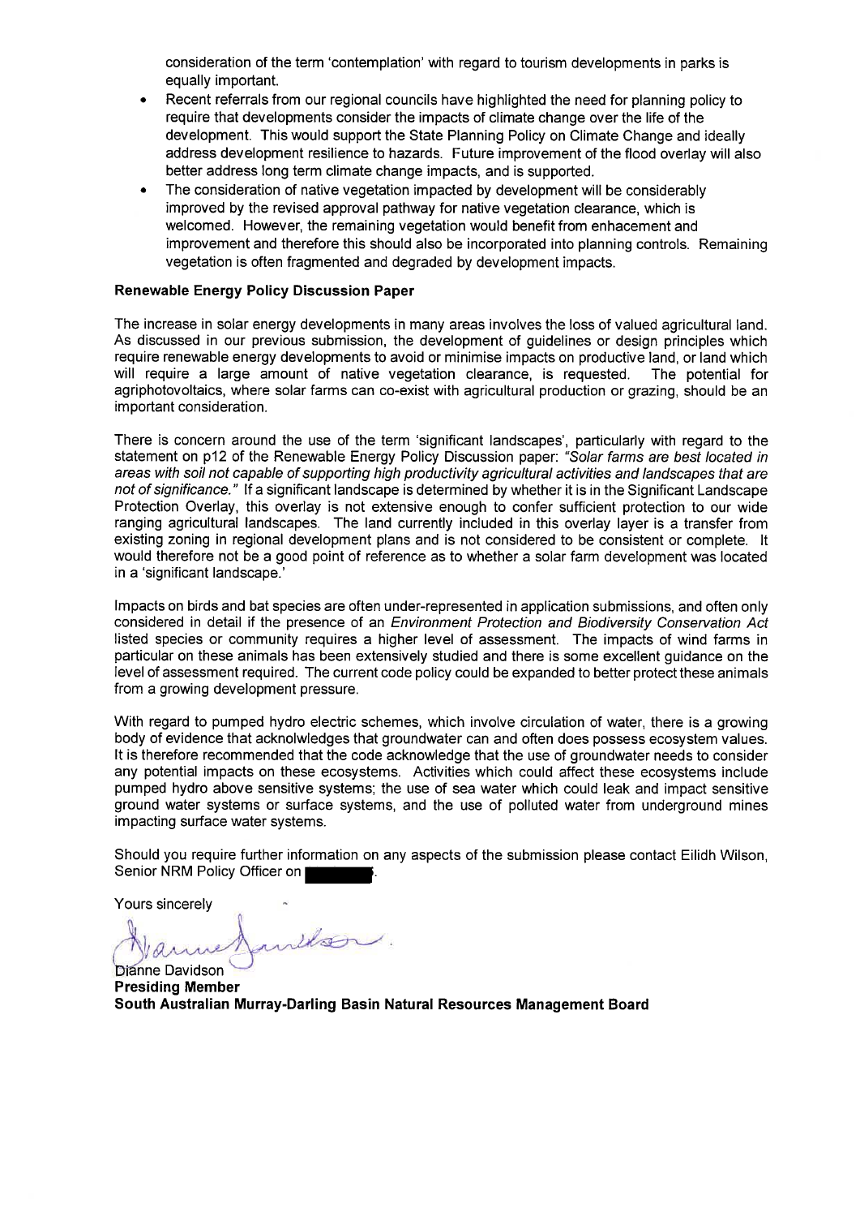consideration of the term 'contemplation' with regard to tourism developments in parks is equally important.

- Recent referrals from our regional councils have highlighted the need for planning policy to require that developments consider the impacts of climate change over the life of the development. This would support the State Planning Policy on Climate Change and ideally address development resilience to hazards. Future improvement of the flood overlay will also better address long term climate change impacts, and is supported.
- The consideration of native vegetation impacted by development will be considerably improved by the revised approval pathway for native vegetation clearance, which is welcomed. However, the remaining vegetation would benefit from enhacement and improvement and therefore this should also be incorporated into planning controls. Remaining vegetation is often fragmented and degraded by development impacts.

**Renewable Energy Policy Discussion Paper**

The increase in solar energy developments in many areas involves the loss of valued agricultural land. As discussed in our previous submission, the development of guidelines or design principles which require renewable energy developments to avoid or minimise impacts on productive land, or land which will require a large amount of native vegetation clearance, is requested. The potential for agriphotovoltaics, where solar farms can co-exist with agricultural production or grazing, should be an important consideration.

There is concern around the use of the term 'significant landscapes', particularly with regard to the statement on p12 of the Renewable Energy Policy Discussion paper: *"Solar farms are best located in areas with soil not capable of supporting high productivity agricultural activities and landscapes that are not of significance."* If a significant landscape is determined by whether it is in the Significant Landscape Protection Overlay, this overlay is not extensive enough to confer sufficient protection to our wide ranging agricultural landscapes. The land currently included in this overlay layer is a transfer from existing zoning in regional development plans and is not considered to be consistent or complete. It would therefore not be a good point of reference as to whether a solar farm development was located in a 'significant landscape.'

Impacts on birds and bat species are often under-represented in application submissions, and often only considered in detail if the presence of an *Environment Protection and Biodiversity Conservation Act* listed species or community requires a higher level of assessment. The impacts of wind farms in particular on these animals has been extensively studied and there is some excellent guidance on the level of assessment required. The current code policy could be expanded to better protect these animals from a growing development pressure.

With regard to pumped hydro electric schemes, which involve circulation of water, there is a growing body of evidence that acknolwledges that groundwater can and often does possess ecosystem values. It is therefore recommended that the code acknowledge that the use of groundwater needs to consider any potential impacts on these ecosystems. Activities which could affect these ecosystems include pumped hydro above sensitive systems; the use of sea water which could leak and impact sensitive ground water systems or surface systems, and the use of polluted water from underground mines impacting surface water systems.

Should you require further information on any aspects of the submission please contact Eilidh Wilson, Senior NRM Policy Officer on [redacted].

Yours sincerely

Dianne Davidson
**Presiding Member**
**South Australian Murray-Darling Basin Natural Resources Management Board**